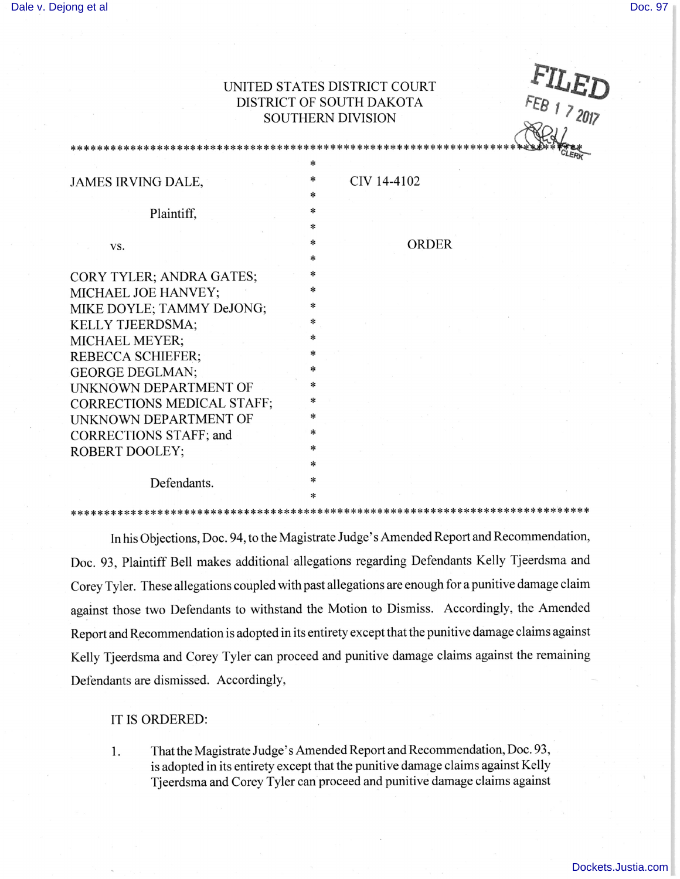UNITED STATES DISTRICT COURT
DISTRICT OF SOUTH DAKOTA
SOUTHERN DIVISION

FILED
FEB 17 2017
CLERK

JAMES IRVING DALE,

Plaintiff,

vs.

CORY TYLER; ANDRA GATES; MICHAEL JOE HANVEY; MIKE DOYLE; TAMMY DeJONG; KELLY TJEERDSMA; MICHAEL MEYER; REBECCA SCHIEFER; GEORGE DEGLMAN; UNKNOWN DEPARTMENT OF CORRECTIONS MEDICAL STAFF; UNKNOWN DEPARTMENT OF CORRECTIONS STAFF; and ROBERT DOOLEY;

Defendants.

CIV 14-4102

ORDER

In his Objections, Doc. 94, to the Magistrate Judge's Amended Report and Recommendation, Doc. 93, Plaintiff Bell makes additional allegations regarding Defendants Kelly Tjeerdsma and Corey Tyler. These allegations coupled with past allegations are enough for a punitive damage claim against those two Defendants to withstand the Motion to Dismiss. Accordingly, the Amended Report and Recommendation is adopted in its entirety except that the punitive damage claims against Kelly Tjeerdsma and Corey Tyler can proceed and punitive damage claims against the remaining Defendants are dismissed. Accordingly,

IT IS ORDERED:

1. That the Magistrate Judge's Amended Report and Recommendation, Doc. 93, is adopted in its entirety except that the punitive damage claims against Kelly Tjeerdsma and Corey Tyler can proceed and punitive damage claims against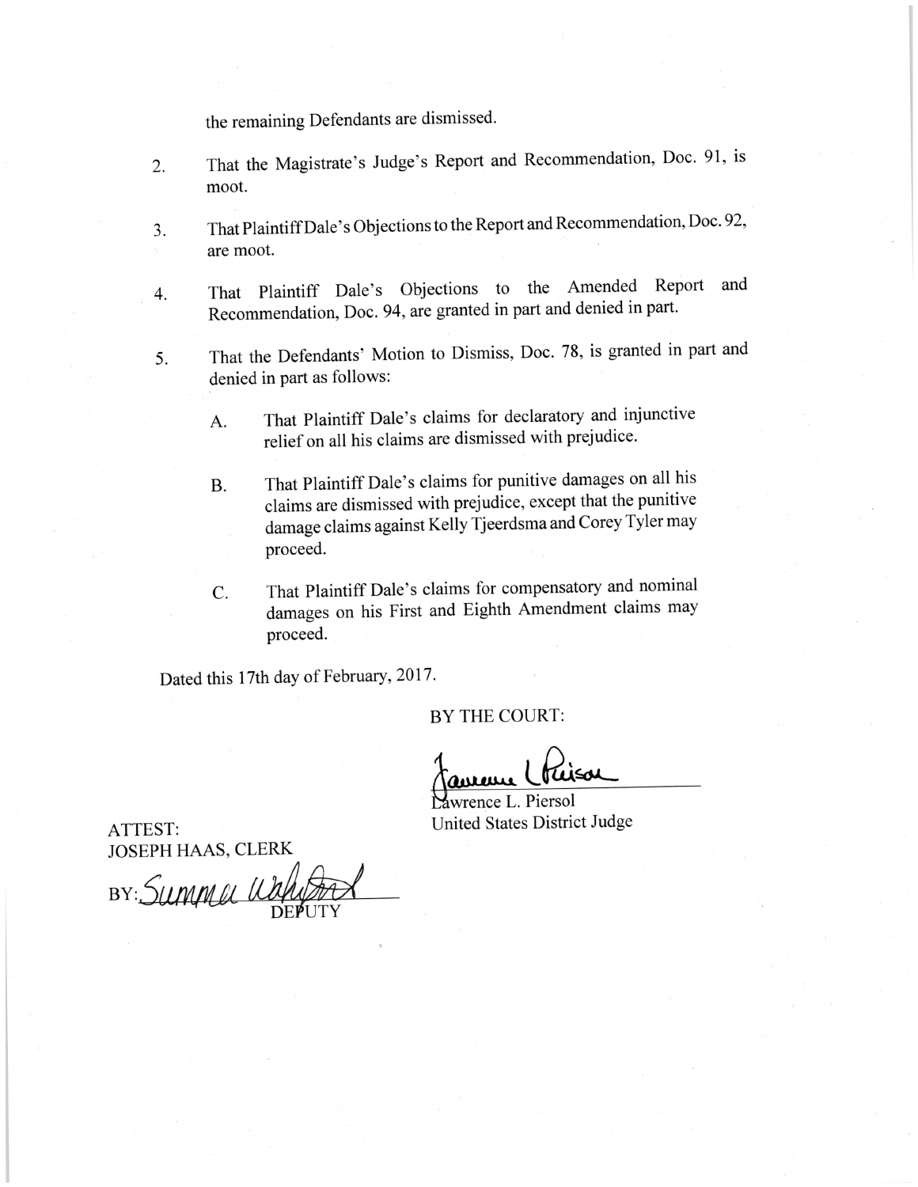the remaining Defendants are dismissed.

2. That the Magistrate's Judge's Report and Recommendation, Doc. 91, is moot.

3. That Plaintiff Dale's Objections to the Report and Recommendation, Doc. 92, are moot.

4. That Plaintiff Dale's Objections to the Amended Report and Recommendation, Doc. 94, are granted in part and denied in part.

5. That the Defendants' Motion to Dismiss, Doc. 78, is granted in part and denied in part as follows:

   A. That Plaintiff Dale's claims for declaratory and injunctive relief on all his claims are dismissed with prejudice.

   B. That Plaintiff Dale's claims for punitive damages on all his claims are dismissed with prejudice, except that the punitive damage claims against Kelly Tjeerdsma and Corey Tyler may proceed.

   C. That Plaintiff Dale's claims for compensatory and nominal damages on his First and Eighth Amendment claims may proceed.

Dated this 17th day of February, 2017.

BY THE COURT:

*Lawrence L. Piersol*

Lawrence L. Piersol
United States District Judge

ATTEST:
JOSEPH HAAS, CLERK

BY: *Summer Wahlstrand*
DEPUTY